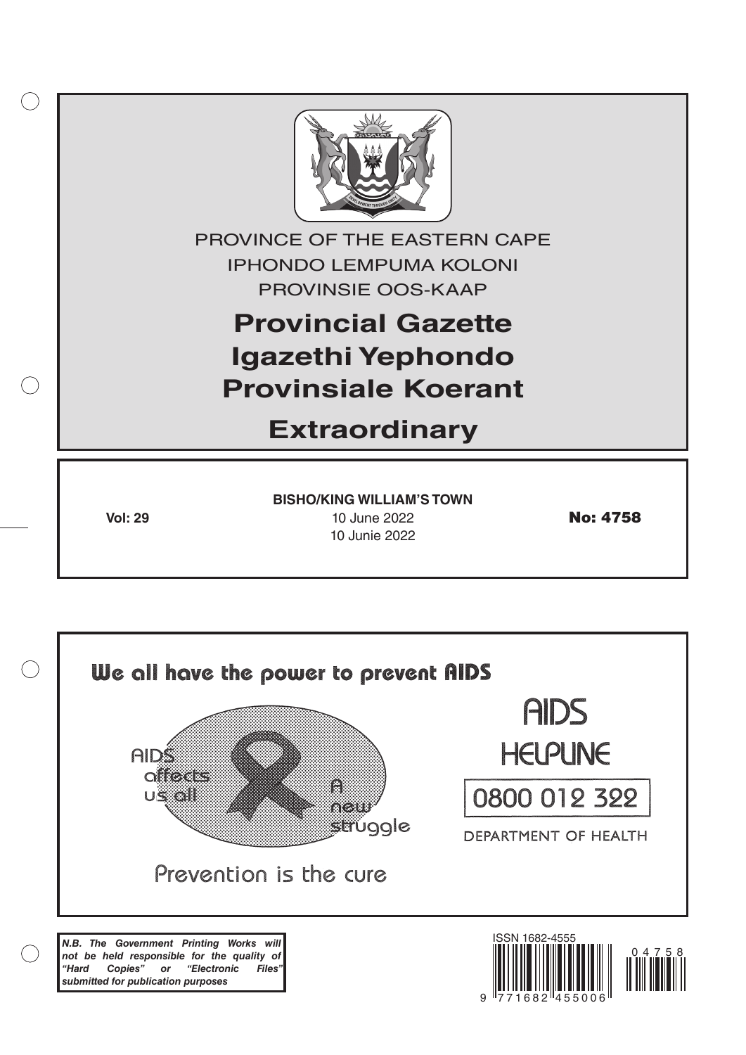PROVINCE OF THE EASTERN CAPE

IPHONDO LEMPUMA KOLONI

PROVINSIE OOS-KAAP

# Provincial Gazette
# Igazethi Yephondo
# Provinsiale Koerant

# Extraordinary

**BISHO/KING WILLIAM'S TOWN**

**Vol: 29** | 10 June 2022 | 10 Junie 2022 | **No: 4758**

**We all have the power to prevent AIDS**

AIDS affects us all

A new struggle

Prevention is the cure

AIDS HELPLINE

0800 012 322

DEPARTMENT OF HEALTH

***N.B. The Government Printing Works will not be held responsible for the quality of "Hard Copies" or "Electronic Files" submitted for publication purposes***

ISSN 1682-4555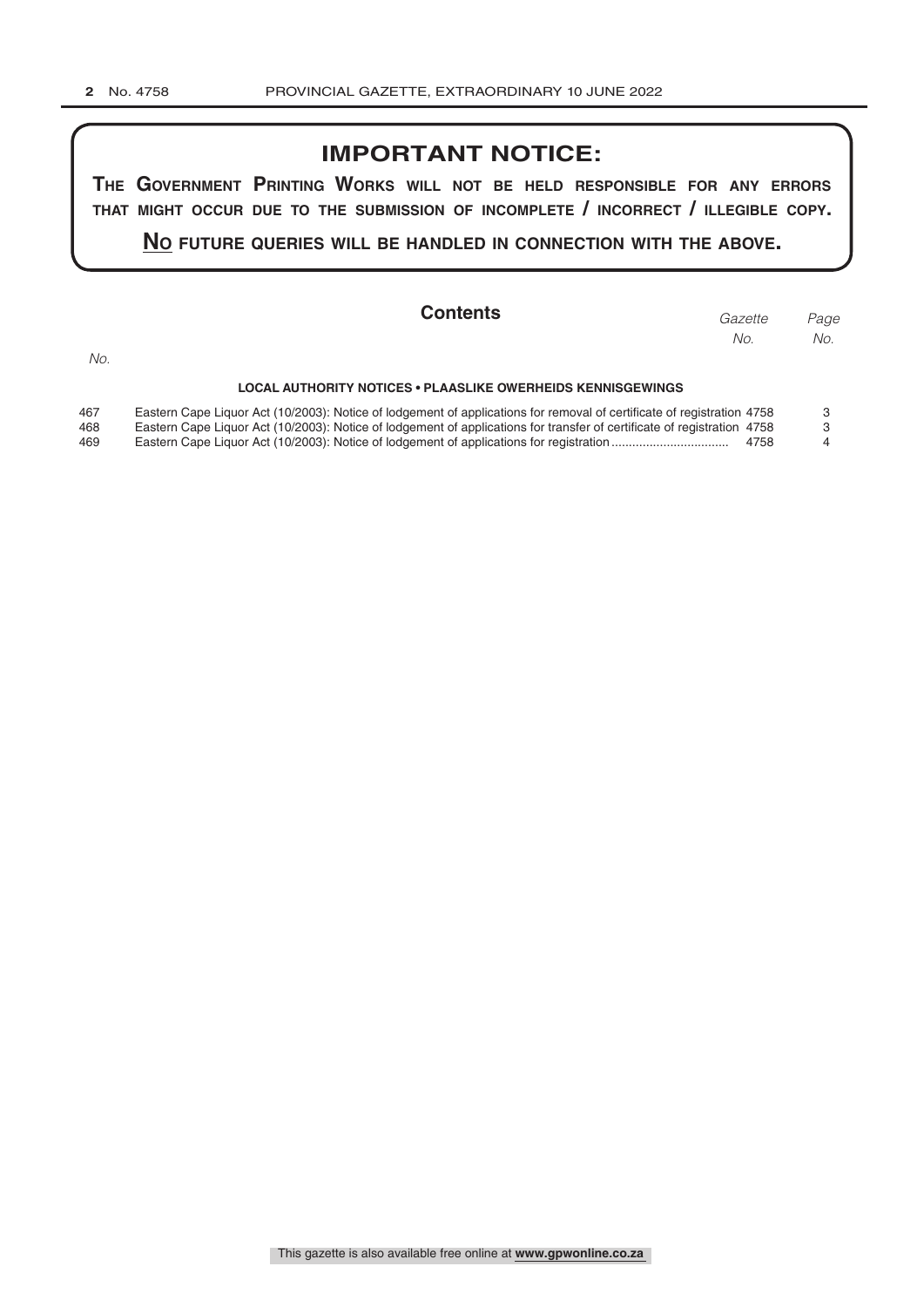## IMPORTANT NOTICE:

**THE GOVERNMENT PRINTING WORKS WILL NOT BE HELD RESPONSIBLE FOR ANY ERRORS THAT MIGHT OCCUR DUE TO THE SUBMISSION OF INCOMPLETE / INCORRECT / ILLEGIBLE COPY.**

**NO FUTURE QUERIES WILL BE HANDLED IN CONNECTION WITH THE ABOVE.**

## Contents

| No. | | Gazette No. | Page No. |
|---|---|---|---|
| | **LOCAL AUTHORITY NOTICES • PLAASLIKE OWERHEIDS KENNISGEWINGS** | | |
| 467 | Eastern Cape Liquor Act (10/2003): Notice of lodgement of applications for removal of certificate of registration | 4758 | 3 |
| 468 | Eastern Cape Liquor Act (10/2003): Notice of lodgement of applications for transfer of certificate of registration | 4758 | 3 |
| 469 | Eastern Cape Liquor Act (10/2003): Notice of lodgement of applications for registration | 4758 | 4 |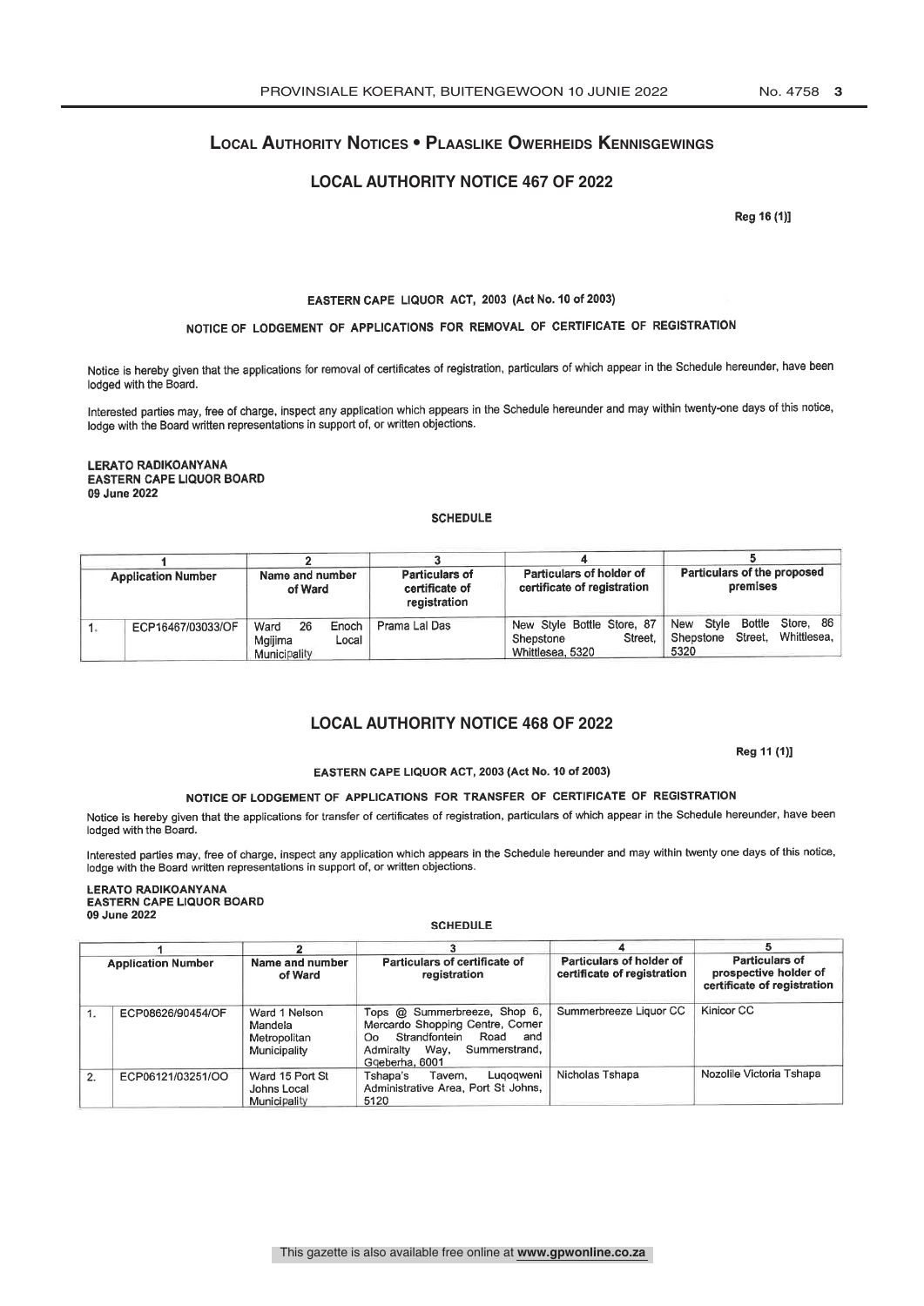## LOCAL AUTHORITY NOTICES • PLAASLIKE OWERHEIDS KENNISGEWINGS

### LOCAL AUTHORITY NOTICE 467 OF 2022

Reg 16 (1)]

**EASTERN CAPE LIQUOR ACT, 2003 (Act No. 10 of 2003)**

**NOTICE OF LODGEMENT OF APPLICATIONS FOR REMOVAL OF CERTIFICATE OF REGISTRATION**

Notice is hereby given that the applications for removal of certificates of registration, particulars of which appear in the Schedule hereunder, have been lodged with the Board.

Interested parties may, free of charge, inspect any application which appears in the Schedule hereunder and may within twenty-one days of this notice, lodge with the Board written representations in support of, or written objections.

**LERATO RADIKOANYANA**
**EASTERN CAPE LIQUOR BOARD**
**09 June 2022**

**SCHEDULE**

| 1 | | 2 | 3 | 4 | 5 |
|---|---|---|---|---|---|
| Application Number | | Name and number of Ward | Particulars of certificate of registration | Particulars of holder of certificate of registration | Particulars of the proposed premises |
| 1. | ECP16467/03033/OF | Ward 26 Enoch Mgijima Local Municipality | Prama Lal Das | New Style Bottle Store, 87 Shepstone Street, Whittlesea, 5320 | New Style Bottle Store, 86 Shepstone Street, Whittlesea, 5320 |

### LOCAL AUTHORITY NOTICE 468 OF 2022

Reg 11 (1)]

**EASTERN CAPE LIQUOR ACT, 2003 (Act No. 10 of 2003)**

**NOTICE OF LODGEMENT OF APPLICATIONS FOR TRANSFER OF CERTIFICATE OF REGISTRATION**

Notice is hereby given that the applications for transfer of certificates of registration, particulars of which appear in the Schedule hereunder, have been lodged with the Board.

Interested parties may, free of charge, inspect any application which appears in the Schedule hereunder and may within twenty one days of this notice, lodge with the Board written representations in support of, or written objections.

**LERATO RADIKOANYANA**
**EASTERN CAPE LIQUOR BOARD**
**09 June 2022**

**SCHEDULE**

| 1 | | 2 | 3 | 4 | 5 |
|---|---|---|---|---|---|
| Application Number | | Name and number of Ward | Particulars of certificate of registration | Particulars of holder of certificate of registration | Particulars of prospective holder of certificate of registration |
| 1. | ECP08626/90454/OF | Ward 1 Nelson Mandela Metropolitan Municipality | Tops @ Summerbreeze, Shop 6, Mercardo Shopping Centre, Corner Oo Strandfontein Road and Admiralty Way, Summerstrand, Gqeberha, 6001 | Summerbreeze Liquor CC | Kinicor CC |
| 2. | ECP06121/03251/OO | Ward 15 Port St Johns Local Municipality | Tshapa's Tavern, Luqoqweni Administrative Area, Port St Johns, 5120 | Nicholas Tshapa | Nozolile Victoria Tshapa |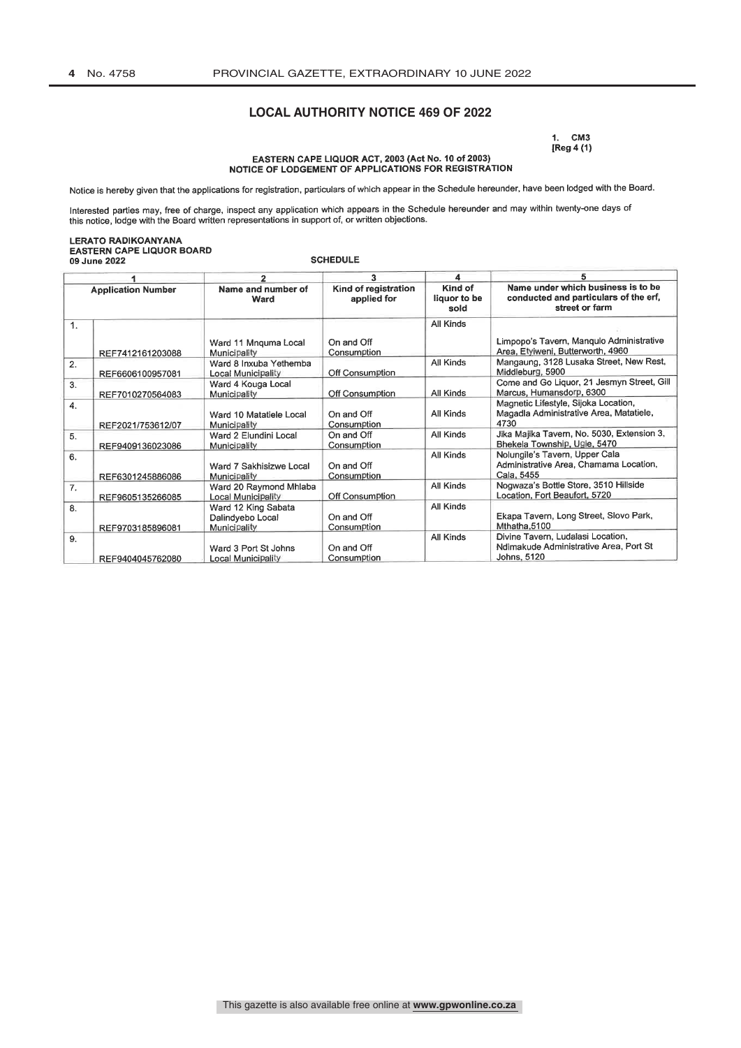## LOCAL AUTHORITY NOTICE 469 OF 2022

1. CM3
[Reg 4 (1)

**EASTERN CAPE LIQUOR ACT, 2003 (Act No. 10 of 2003)**
**NOTICE OF LODGEMENT OF APPLICATIONS FOR REGISTRATION**

Notice is hereby given that the applications for registration, particulars of which appear in the Schedule hereunder, have been lodged with the Board.

Interested parties may, free of charge, inspect any application which appears in the Schedule hereunder and may within twenty-one days of this notice, lodge with the Board written representations in support of, or written objections.

**LERATO RADIKOANYANA**
**EASTERN CAPE LIQUOR BOARD**
**09 June 2022**

**SCHEDULE**

| 1 | | 2 | 3 | 4 | 5 |
|---|---|---|---|---|---|
| Application Number | | Name and number of Ward | Kind of registration applied for | Kind of liquor to be sold | Name under which business is to be conducted and particulars of the erf, street or farm |
| 1. | REF7412161203088 | Ward 11 Mnquma Local Municipality | On and Off Consumption | All Kinds | Limpopo's Tavern, Manqulo Administrative Area, Etyiweni, Butterworth, 4960 |
| 2. | REF6606100957081 | Ward 8 Inxuba Yethemba Local Municipality | Off Consumption | All Kinds | Mangaung, 3128 Lusaka Street, New Rest, Middleburg, 5900 |
| 3. | REF7010270564083 | Ward 4 Kouga Local Municipality | Off Consumption | All Kinds | Come and Go Liquor, 21 Jesmyn Street, Gill Marcus, Humansdorp, 6300 |
| 4. | REF2021/753612/07 | Ward 10 Matatiele Local Municipality | On and Off Consumption | All Kinds | Magnetic Lifestyle, Sijoka Location, Magadla Administrative Area, Matatiele, 4730 |
| 5. | REF9409136023086 | Ward 2 Elundini Local Municipality | On and Off Consumption | All Kinds | Jika Majika Tavern, No. 5030, Extension 3, Bhekela Township, Ugie, 5470 |
| 6. | REF6301245886086 | Ward 7 Sakhisizwe Local Municipality | On and Off Consumption | All Kinds | Nolungile's Tavern, Upper Cala Administrative Area, Chamama Location, Cala, 5455 |
| 7. | REF9605135266085 | Ward 20 Raymond Mhlaba Local Municipality | Off Consumption | All Kinds | Nogwaza's Bottle Store, 3510 Hillside Location, Fort Beaufort, 5720 |
| 8. | REF9703185896081 | Ward 12 King Sabata Dalindyebo Local Municipality | On and Off Consumption | All Kinds | Ekapa Tavern, Long Street, Slovo Park, Mthatha,5100 |
| 9. | REF9404045762080 | Ward 3 Port St Johns Local Municipality | On and Off Consumption | All Kinds | Divine Tavern, Ludalasi Location, Ndimakude Administrative Area, Port St Johns, 5120 |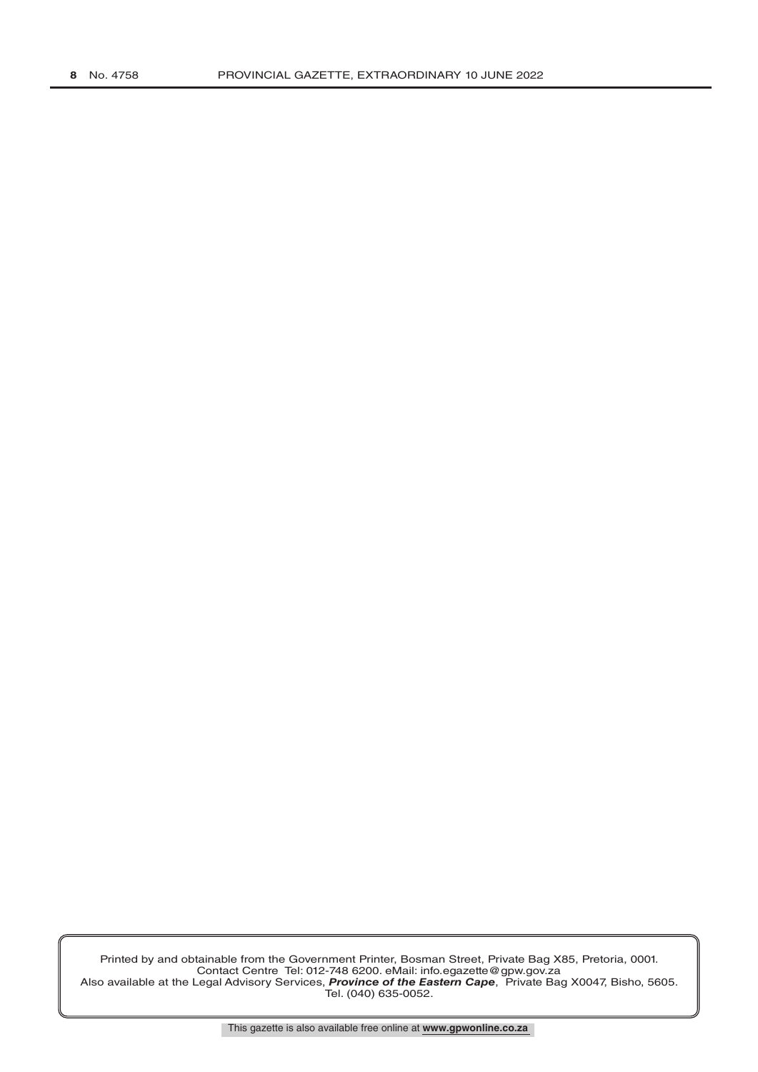Printed by and obtainable from the Government Printer, Bosman Street, Private Bag X85, Pretoria, 0001.
Contact Centre Tel: 012-748 6200. eMail: info.egazette@gpw.gov.za
Also available at the Legal Advisory Services, ***Province of the Eastern Cape***, Private Bag X0047, Bisho, 5605.
Tel. (040) 635-0052.